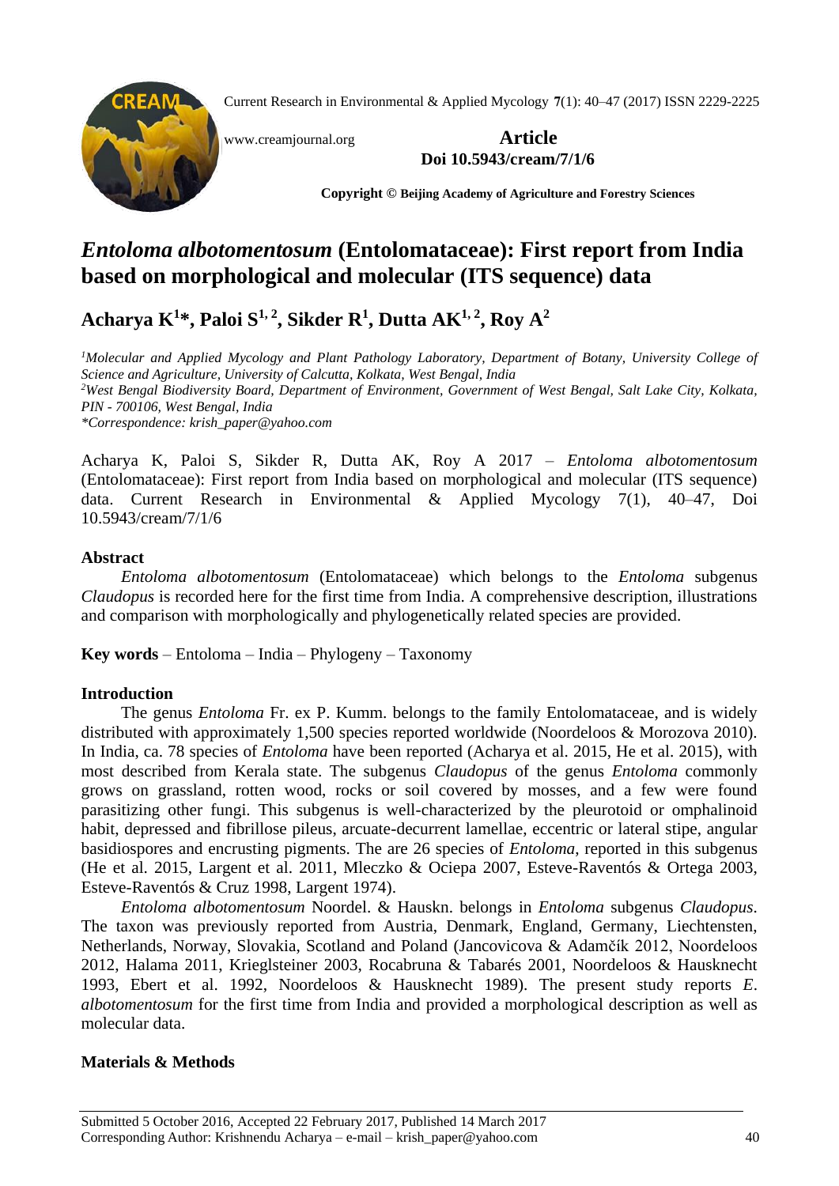Current Research in Environmental & Applied Mycology **7**(1): 40–47 (2017) ISSN 2229-2225

www.creamjournal.org

**Article**
**Doi 10.5943/cream/7/1/6**

**Copyright © Beijing Academy of Agriculture and Forestry Sciences**

# *Entoloma albotomentosum* (Entolomataceae): First report from India based on morphological and molecular (ITS sequence) data

## Acharya K[1]*, Paloi S[1, 2], Sikder R[1], Dutta AK[1, 2], Roy A[2]

[1]*Molecular and Applied Mycology and Plant Pathology Laboratory, Department of Botany, University College of Science and Agriculture, University of Calcutta, Kolkata, West Bengal, India*
[2]*West Bengal Biodiversity Board, Department of Environment, Government of West Bengal, Salt Lake City, Kolkata, PIN - 700106, West Bengal, India*
*\*Correspondence: krish_paper@yahoo.com*

Acharya K, Paloi S, Sikder R, Dutta AK, Roy A 2017 – *Entoloma albotomentosum* (Entolomataceae): First report from India based on morphological and molecular (ITS sequence) data. Current Research in Environmental & Applied Mycology 7(1), 40–47, Doi 10.5943/cream/7/1/6

**Abstract**

*Entoloma albotomentosum* (Entolomataceae) which belongs to the *Entoloma* subgenus *Claudopus* is recorded here for the first time from India. A comprehensive description, illustrations and comparison with morphologically and phylogenetically related species are provided.

**Key words** – Entoloma – India – Phylogeny – Taxonomy

**Introduction**

The genus *Entoloma* Fr. ex P. Kumm. belongs to the family Entolomataceae, and is widely distributed with approximately 1,500 species reported worldwide (Noordeloos & Morozova 2010). In India, ca. 78 species of *Entoloma* have been reported (Acharya et al. 2015, He et al. 2015), with most described from Kerala state. The subgenus *Claudopus* of the genus *Entoloma* commonly grows on grassland, rotten wood, rocks or soil covered by mosses, and a few were found parasitizing other fungi. This subgenus is well-characterized by the pleurotoid or omphalinoid habit, depressed and fibrillose pileus, arcuate-decurrent lamellae, eccentric or lateral stipe, angular basidiospores and encrusting pigments. The are 26 species of *Entoloma*, reported in this subgenus (He et al. 2015, Largent et al. 2011, Mleczko & Ociepa 2007, Esteve-Raventós & Ortega 2003, Esteve-Raventós & Cruz 1998, Largent 1974).

*Entoloma albotomentosum* Noordel. & Hauskn. belongs in *Entoloma* subgenus *Claudopus*. The taxon was previously reported from Austria, Denmark, England, Germany, Liechtensten, Netherlands, Norway, Slovakia, Scotland and Poland (Jancovicova & Adamčík 2012, Noordeloos 2012, Halama 2011, Krieglsteiner 2003, Rocabruna & Tabarés 2001, Noordeloos & Hausknecht 1993, Ebert et al. 1992, Noordeloos & Hausknecht 1989). The present study reports *E. albotomentosum* for the first time from India and provided a morphological description as well as molecular data.

**Materials & Methods**

Submitted 5 October 2016, Accepted 22 February 2017, Published 14 March 2017
Corresponding Author: Krishnendu Acharya – e-mail – krish_paper@yahoo.com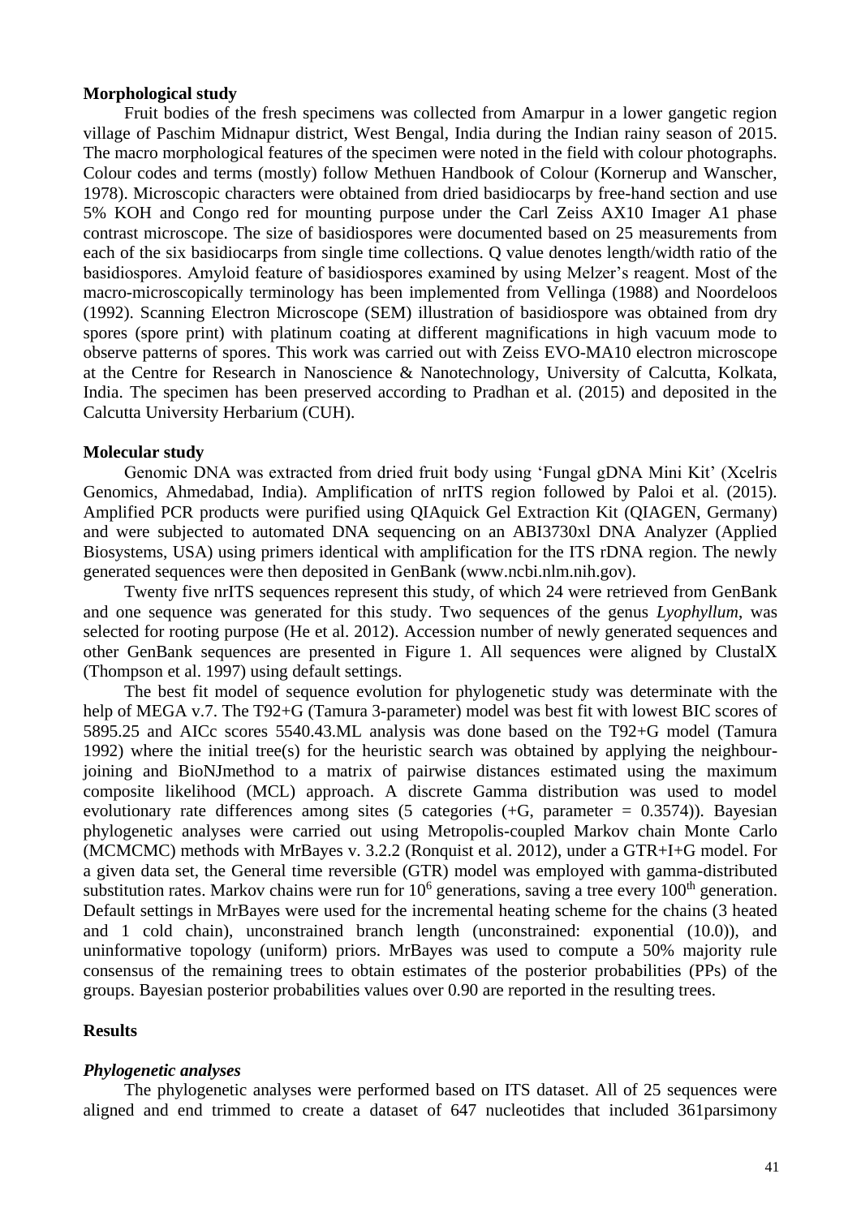**Morphological study**

Fruit bodies of the fresh specimens was collected from Amarpur in a lower gangetic region village of Paschim Midnapur district, West Bengal, India during the Indian rainy season of 2015. The macro morphological features of the specimen were noted in the field with colour photographs. Colour codes and terms (mostly) follow Methuen Handbook of Colour (Kornerup and Wanscher, 1978). Microscopic characters were obtained from dried basidiocarps by free-hand section and use 5% KOH and Congo red for mounting purpose under the Carl Zeiss AX10 Imager A1 phase contrast microscope. The size of basidiospores were documented based on 25 measurements from each of the six basidiocarps from single time collections. Q value denotes length/width ratio of the basidiospores. Amyloid feature of basidiospores examined by using Melzer's reagent. Most of the macro-microscopically terminology has been implemented from Vellinga (1988) and Noordeloos (1992). Scanning Electron Microscope (SEM) illustration of basidiospore was obtained from dry spores (spore print) with platinum coating at different magnifications in high vacuum mode to observe patterns of spores. This work was carried out with Zeiss EVO-MA10 electron microscope at the Centre for Research in Nanoscience & Nanotechnology, University of Calcutta, Kolkata, India. The specimen has been preserved according to Pradhan et al. (2015) and deposited in the Calcutta University Herbarium (CUH).

**Molecular study**

Genomic DNA was extracted from dried fruit body using 'Fungal gDNA Mini Kit' (Xcelris Genomics, Ahmedabad, India). Amplification of nrITS region followed by Paloi et al. (2015). Amplified PCR products were purified using QIAquick Gel Extraction Kit (QIAGEN, Germany) and were subjected to automated DNA sequencing on an ABI3730xl DNA Analyzer (Applied Biosystems, USA) using primers identical with amplification for the ITS rDNA region. The newly generated sequences were then deposited in GenBank (www.ncbi.nlm.nih.gov).

Twenty five nrITS sequences represent this study, of which 24 were retrieved from GenBank and one sequence was generated for this study. Two sequences of the genus *Lyophyllum*, was selected for rooting purpose (He et al. 2012). Accession number of newly generated sequences and other GenBank sequences are presented in Figure 1. All sequences were aligned by ClustalX (Thompson et al. 1997) using default settings.

The best fit model of sequence evolution for phylogenetic study was determinate with the help of MEGA v.7. The T92+G (Tamura 3-parameter) model was best fit with lowest BIC scores of 5895.25 and AICc scores 5540.43.ML analysis was done based on the T92+G model (Tamura 1992) where the initial tree(s) for the heuristic search was obtained by applying the neighbour-joining and BioNJmethod to a matrix of pairwise distances estimated using the maximum composite likelihood (MCL) approach. A discrete Gamma distribution was used to model evolutionary rate differences among sites (5 categories (+G, parameter = 0.3574)). Bayesian phylogenetic analyses were carried out using Metropolis-coupled Markov chain Monte Carlo (MCMCMC) methods with MrBayes v. 3.2.2 (Ronquist et al. 2012), under a GTR+I+G model. For a given data set, the General time reversible (GTR) model was employed with gamma-distributed substitution rates. Markov chains were run for $10^6$ generations, saving a tree every $100^{th}$ generation. Default settings in MrBayes were used for the incremental heating scheme for the chains (3 heated and 1 cold chain), unconstrained branch length (unconstrained: exponential (10.0)), and uninformative topology (uniform) priors. MrBayes was used to compute a 50% majority rule consensus of the remaining trees to obtain estimates of the posterior probabilities (PPs) of the groups. Bayesian posterior probabilities values over 0.90 are reported in the resulting trees.

**Results**

***Phylogenetic analyses***

The phylogenetic analyses were performed based on ITS dataset. All of 25 sequences were aligned and end trimmed to create a dataset of 647 nucleotides that included 361parsimony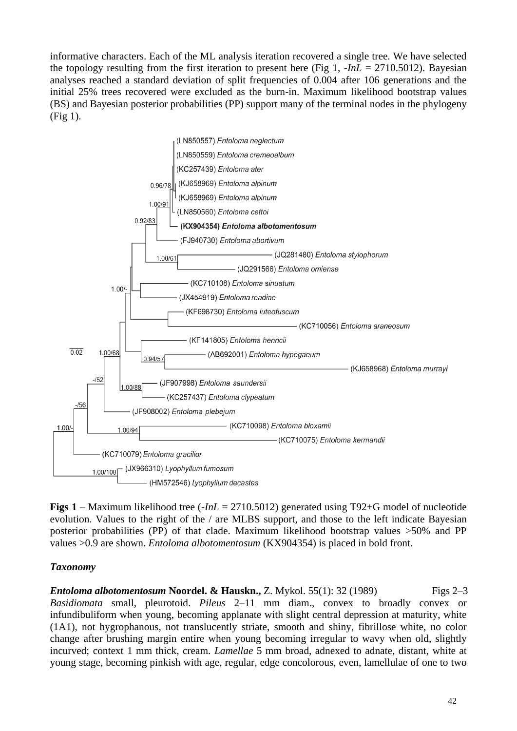informative characters. Each of the ML analysis iteration recovered a single tree. We have selected the topology resulting from the first iteration to present here (Fig 1, -*lnL* = 2710.5012). Bayesian analyses reached a standard deviation of split frequencies of 0.004 after 106 generations and the initial 25% trees recovered were excluded as the burn-in. Maximum likelihood bootstrap values (BS) and Bayesian posterior probabilities (PP) support many of the terminal nodes in the phylogeny (Fig 1).

(LN850557) *Entoloma neglectum*
(LN850559) *Entoloma cremeoalbum*
(KC257439) *Entoloma ater*
0.96/78
(KJ658969) *Entoloma alpinum*
(KJ658969) *Entoloma alpinum*
1.00/91
(LN850560) *Entoloma cettoi*
0.92/83
**(KX904354) *Entoloma albotomentosum***
(FJ940730) *Entoloma abortivum*
1.00/61
(JQ281480) *Entoloma stylophorum*
(JQ291566) *Entoloma omiense*
1.00/-
(KC710108) *Entoloma sinuatum*
(JX454919) *Entoloma readiae*
(KF698730) *Entoloma luteofuscum*
(KC710056) *Entoloma araneosum*
0.02
1.00/68
(KF141805) *Entoloma henricii*
0.94/57
(AB692001) *Entoloma hypogaeum*
(KJ658968) *Entoloma murrayi*
-/52
1.00/88
(JF907998) *Entoloma saundersii*
(KC257437) *Entoloma clypeatum*
-/56
(JF908002) *Entoloma plebejum*
1.00/-
1.00/94
(KC710098) *Entoloma bloxamii*
(KC710075) *Entoloma kermandii*
(KC710079) *Entoloma gracilior*
1.00/100
(JX966310) *Lyophyllum fumosum*
(HM572546) *Lyophyllum decastes*

**Figs 1** – Maximum likelihood tree (-*lnL* = 2710.5012) generated using T92+G model of nucleotide evolution. Values to the right of the / are MLBS support, and those to the left indicate Bayesian posterior probabilities (PP) of that clade. Maximum likelihood bootstrap values >50% and PP values >0.9 are shown. *Entoloma albotomentosum* (KX904354) is placed in bold front.

### *Taxonomy*

***Entoloma albotomentosum* Noordel. & Hauskn.,** Z. Mykol. 55(1): 32 (1989) Figs 2–3

*Basidiomata* small, pleurotoid. *Pileus* 2–11 mm diam., convex to broadly convex or infundibuliform when young, becoming applanate with slight central depression at maturity, white (1A1), not hygrophanous, not translucently striate, smooth and shiny, fibrillose white, no color change after brushing margin entire when young becoming irregular to wavy when old, slightly incurved; context 1 mm thick, cream. *Lamellae* 5 mm broad, adnexed to adnate, distant, white at young stage, becoming pinkish with age, regular, edge concolorous, even, lamellulae of one to two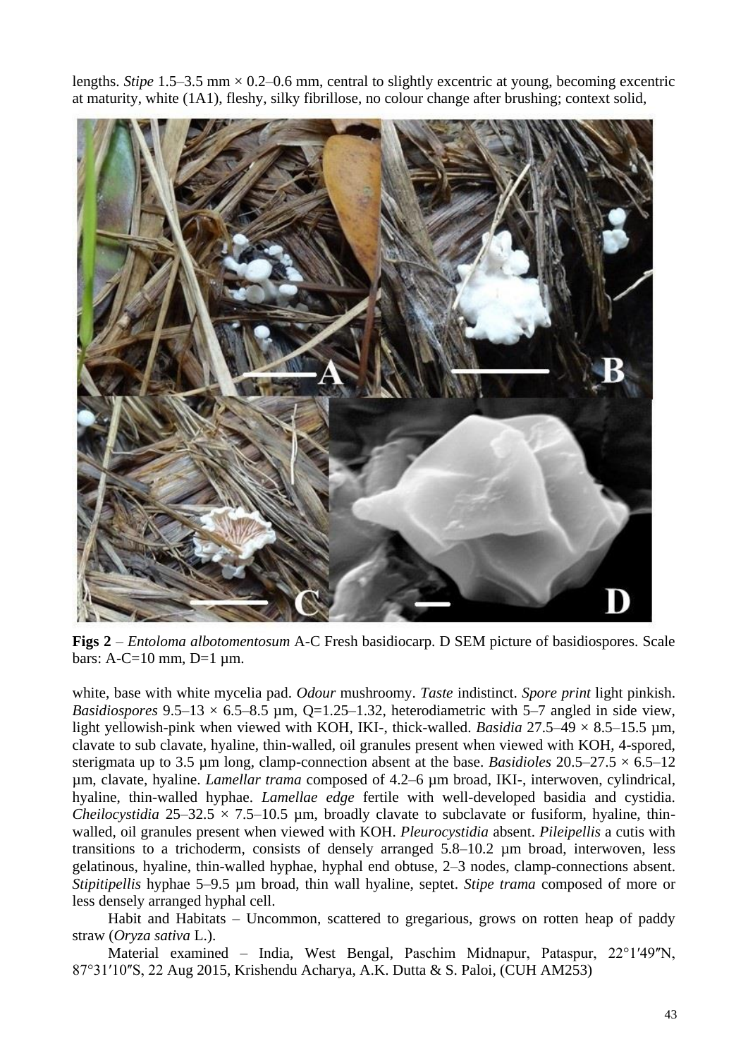lengths. *Stipe* 1.5–3.5 mm × 0.2–0.6 mm, central to slightly excentric at young, becoming excentric at maturity, white (1A1), fleshy, silky fibrillose, no colour change after brushing; context solid,

**Figs 2** – *Entoloma albotomentosum* A-C Fresh basidiocarp. D SEM picture of basidiospores. Scale bars: A-C=10 mm, D=1 µm.

white, base with white mycelia pad. *Odour* mushroomy. *Taste* indistinct. *Spore print* light pinkish. *Basidiospores* 9.5–13 × 6.5–8.5 µm, Q=1.25–1.32, heterodiametric with 5–7 angled in side view, light yellowish-pink when viewed with KOH, IKI-, thick-walled. *Basidia* 27.5–49 × 8.5–15.5 µm, clavate to sub clavate, hyaline, thin-walled, oil granules present when viewed with KOH, 4-spored, sterigmata up to 3.5 µm long, clamp-connection absent at the base. *Basidioles* 20.5–27.5 × 6.5–12 µm, clavate, hyaline. *Lamellar trama* composed of 4.2–6 µm broad, IKI-, interwoven, cylindrical, hyaline, thin-walled hyphae. *Lamellae edge* fertile with well-developed basidia and cystidia. *Cheilocystidia* 25–32.5 × 7.5–10.5 µm, broadly clavate to subclavate or fusiform, hyaline, thin-walled, oil granules present when viewed with KOH. *Pleurocystidia* absent. *Pileipellis* a cutis with transitions to a trichoderm, consists of densely arranged 5.8–10.2 µm broad, interwoven, less gelatinous, hyaline, thin-walled hyphae, hyphal end obtuse, 2–3 nodes, clamp-connections absent. *Stipitipellis* hyphae 5–9.5 µm broad, thin wall hyaline, septet. *Stipe trama* composed of more or less densely arranged hyphal cell.

Habit and Habitats – Uncommon, scattered to gregarious, grows on rotten heap of paddy straw (*Oryza sativa* L.).

Material examined – India, West Bengal, Paschim Midnapur, Pataspur, 22°1′49″N, 87°31′10″S, 22 Aug 2015, Krishendu Acharya, A.K. Dutta & S. Paloi, (CUH AM253)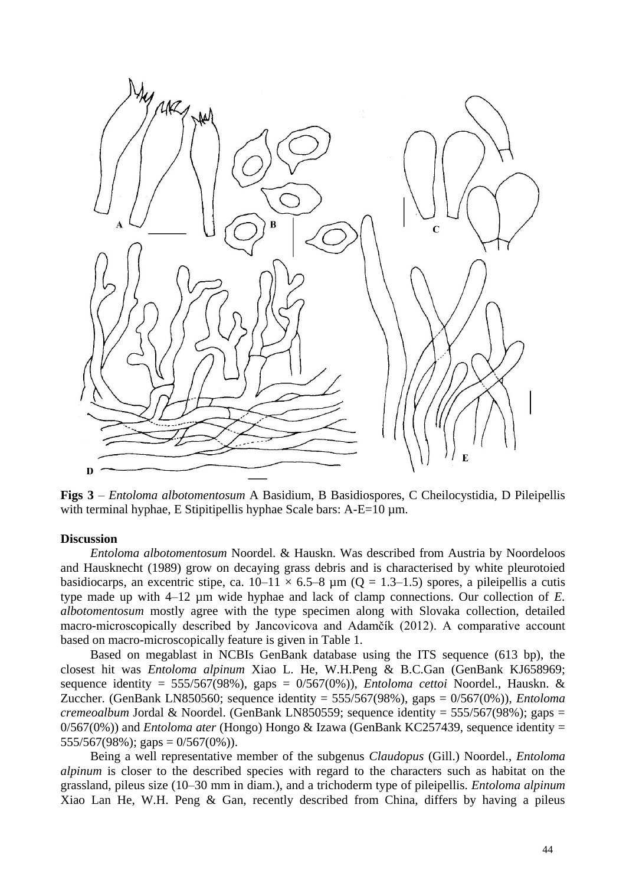**Figs 3** – *Entoloma albotomentosum* A Basidium, B Basidiospores, C Cheilocystidia, D Pileipellis with terminal hyphae, E Stipitipellis hyphae Scale bars: A-E=10 µm.

**Discussion**

*Entoloma albotomentosum* Noordel. & Hauskn. Was described from Austria by Noordeloos and Hausknecht (1989) grow on decaying grass debris and is characterised by white pleurotoied basidiocarps, an excentric stipe, ca. 10–11 × 6.5–8 µm (Q = 1.3–1.5) spores, a pileipellis a cutis type made up with 4–12 µm wide hyphae and lack of clamp connections. Our collection of *E. albotomentosum* mostly agree with the type specimen along with Slovaka collection, detailed macro-microscopically described by Jancovicova and Adamčík (2012). A comparative account based on macro-microscopically feature is given in Table 1.

Based on megablast in NCBIs GenBank database using the ITS sequence (613 bp), the closest hit was *Entoloma alpinum* Xiao L. He, W.H.Peng & B.C.Gan (GenBank KJ658969; sequence identity = 555/567(98%), gaps = 0/567(0%)), *Entoloma cettoi* Noordel., Hauskn. & Zuccher. (GenBank LN850560; sequence identity = 555/567(98%), gaps = 0/567(0%)), *Entoloma cremeoalbum* Jordal & Noordel. (GenBank LN850559; sequence identity = 555/567(98%); gaps = 0/567(0%)) and *Entoloma ater* (Hongo) Hongo & Izawa (GenBank KC257439, sequence identity = 555/567(98%); gaps = 0/567(0%)).

Being a well representative member of the subgenus *Claudopus* (Gill.) Noordel., *Entoloma alpinum* is closer to the described species with regard to the characters such as habitat on the grassland, pileus size (10–30 mm in diam.), and a trichoderm type of pileipellis. *Entoloma alpinum* Xiao Lan He, W.H. Peng & Gan, recently described from China, differs by having a pileus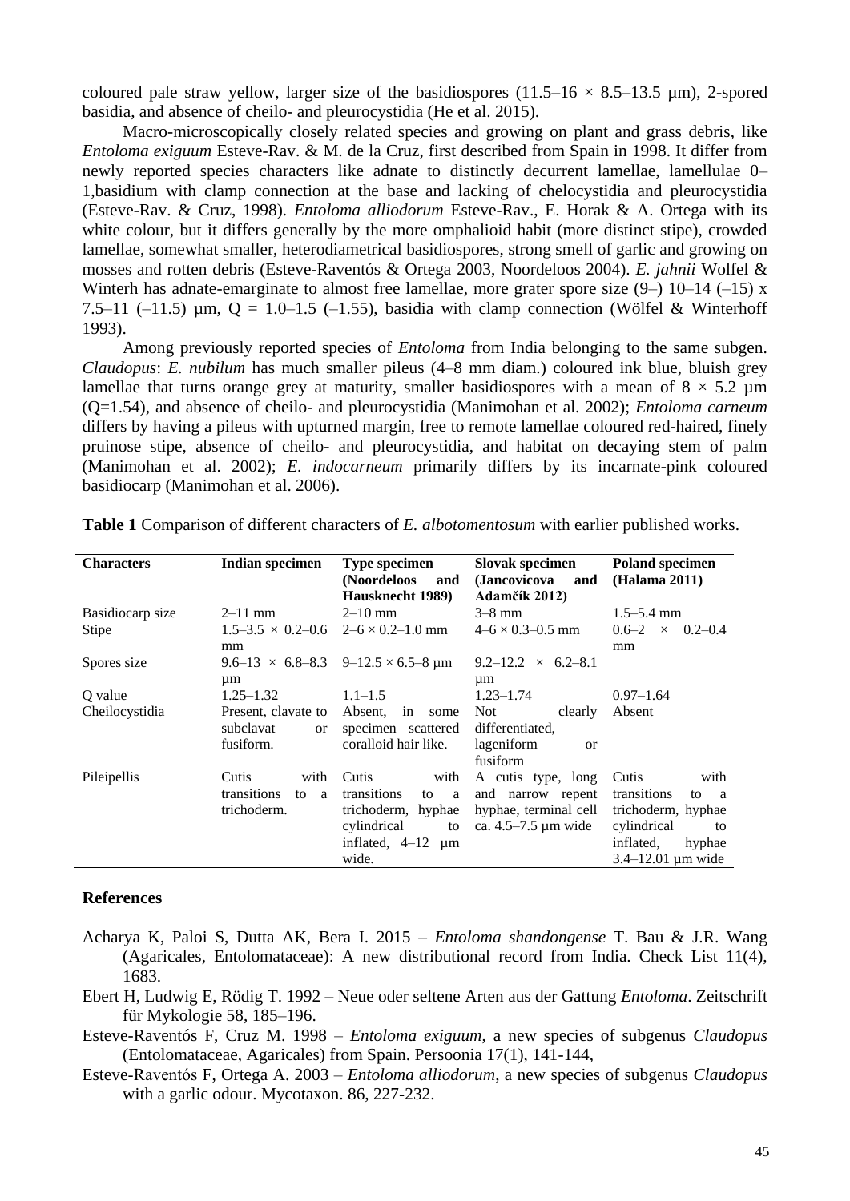coloured pale straw yellow, larger size of the basidiospores (11.5–16 × 8.5–13.5 µm), 2-spored basidia, and absence of cheilo- and pleurocystidia (He et al. 2015).

Macro-microscopically closely related species and growing on plant and grass debris, like *Entoloma exiguum* Esteve-Rav. & M. de la Cruz, first described from Spain in 1998. It differ from newly reported species characters like adnate to distinctly decurrent lamellae, lamellulae 0–1,basidium with clamp connection at the base and lacking of chelocystidia and pleurocystidia (Esteve-Rav. & Cruz, 1998). *Entoloma alliodorum* Esteve-Rav., E. Horak & A. Ortega with its white colour, but it differs generally by the more omphalioid habit (more distinct stipe), crowded lamellae, somewhat smaller, heterodiametrical basidiospores, strong smell of garlic and growing on mosses and rotten debris (Esteve-Raventós & Ortega 2003, Noordeloos 2004). *E. jahnii* Wolfel & Winterh has adnate-emarginate to almost free lamellae, more grater spore size (9–) 10–14 (–15) x 7.5–11 (–11.5) µm, Q = 1.0–1.5 (–1.55), basidia with clamp connection (Wölfel & Winterhoff 1993).

Among previously reported species of *Entoloma* from India belonging to the same subgen. *Claudopus*: *E. nubilum* has much smaller pileus (4–8 mm diam.) coloured ink blue, bluish grey lamellae that turns orange grey at maturity, smaller basidiospores with a mean of 8 × 5.2 µm (Q=1.54), and absence of cheilo- and pleurocystidia (Manimohan et al. 2002); *Entoloma carneum* differs by having a pileus with upturned margin, free to remote lamellae coloured red-haired, finely pruinose stipe, absence of cheilo- and pleurocystidia, and habitat on decaying stem of palm (Manimohan et al. 2002); *E. indocarneum* primarily differs by its incarnate-pink coloured basidiocarp (Manimohan et al. 2006).

**Table 1** Comparison of different characters of *E. albotomentosum* with earlier published works.

| Characters | Indian specimen | Type specimen (Noordeloos and Hausknecht 1989) | Slovak specimen (Jancovicova and Adamčík 2012) | Poland specimen (Halama 2011) |
|---|---|---|---|---|
| Basidiocarp size | 2–11 mm | 2–10 mm | 3–8 mm | 1.5–5.4 mm |
| Stipe | 1.5–3.5 × 0.2–0.6 mm | 2–6 × 0.2–1.0 mm | 4–6 × 0.3–0.5 mm | 0.6–2 × 0.2–0.4 mm |
| Spores size | 9.6–13 × 6.8–8.3 µm | 9–12.5 × 6.5–8 µm | 9.2–12.2 × 6.2–8.1 µm | |
| Q value | 1.25–1.32 | 1.1–1.5 | 1.23–1.74 | 0.97–1.64 |
| Cheilocystidia | Present, clavate to subclavat or fusiform. | Absent, in some specimen scattered coralloid hair like. | Not clearly differentiated, lageniform or fusiform | Absent |
| Pileipellis | Cutis with transitions to a trichoderm. | Cutis with transitions to a trichoderm, hyphae cylindrical to inflated, 4–12 µm wide. | A cutis type, long and narrow repent hyphae, terminal cell ca. 4.5–7.5 µm wide | Cutis with transitions to a trichoderm, hyphae cylindrical to inflated, hyphae 3.4–12.01 µm wide |

## References

Acharya K, Paloi S, Dutta AK, Bera I. 2015 – *Entoloma shandongense* T. Bau & J.R. Wang (Agaricales, Entolomataceae): A new distributional record from India. Check List 11(4), 1683.

Ebert H, Ludwig E, Rödig T. 1992 – Neue oder seltene Arten aus der Gattung *Entoloma*. Zeitschrift für Mykologie 58, 185–196.

Esteve-Raventós F, Cruz M. 1998 – *Entoloma exiguum*, a new species of subgenus *Claudopus* (Entolomataceae, Agaricales) from Spain. Persoonia 17(1), 141-144,

Esteve-Raventós F, Ortega A. 2003 – *Entoloma alliodorum*, a new species of subgenus *Claudopus* with a garlic odour. Mycotaxon. 86, 227-232.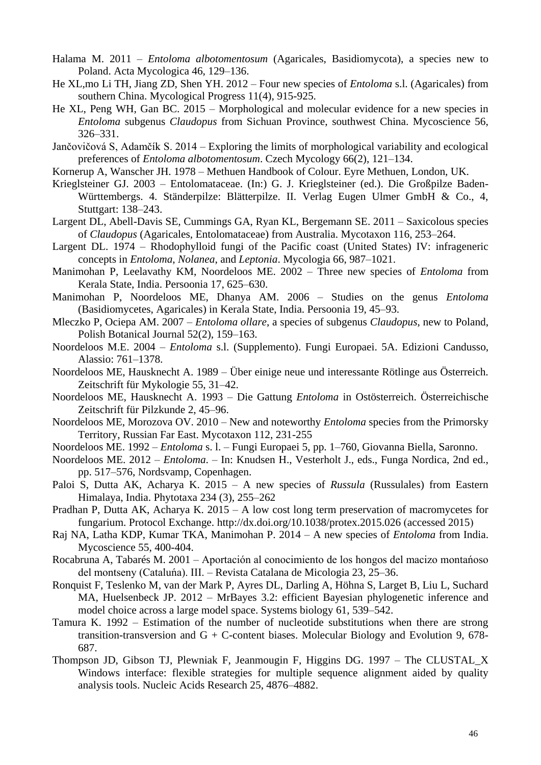Halama M. 2011 – *Entoloma albotomentosum* (Agaricales, Basidiomycota), a species new to Poland. Acta Mycologica 46, 129–136.

He XL,mo Li TH, Jiang ZD, Shen YH. 2012 – Four new species of *Entoloma* s.l. (Agaricales) from southern China. Mycological Progress 11(4), 915-925.

He XL, Peng WH, Gan BC. 2015 – Morphological and molecular evidence for a new species in *Entoloma* subgenus *Claudopus* from Sichuan Province, southwest China. Mycoscience 56, 326–331.

Jančovičová S, Adamčík S. 2014 – Exploring the limits of morphological variability and ecological preferences of *Entoloma albotomentosum*. Czech Mycology 66(2), 121–134.

Kornerup A, Wanscher JH. 1978 – Methuen Handbook of Colour. Eyre Methuen, London, UK.

Krieglsteiner GJ. 2003 – Entolomataceae. (In:) G. J. Krieglsteiner (ed.). Die Großpilze Baden-Württembergs. 4. Ständerpilze: Blätterpilze. II. Verlag Eugen Ulmer GmbH & Co., 4, Stuttgart: 138–243.

Largent DL, Abell-Davis SE, Cummings GA, Ryan KL, Bergemann SE. 2011 – Saxicolous species of *Claudopus* (Agaricales, Entolomataceae) from Australia. Mycotaxon 116, 253–264.

Largent DL. 1974 – Rhodophylloid fungi of the Pacific coast (United States) IV: infrageneric concepts in *Entoloma*, *Nolanea*, and *Leptonia*. Mycologia 66, 987–1021.

Manimohan P, Leelavathy KM, Noordeloos ME. 2002 – Three new species of *Entoloma* from Kerala State, India. Persoonia 17, 625–630.

Manimohan P, Noordeloos ME, Dhanya AM. 2006 – Studies on the genus *Entoloma* (Basidiomycetes, Agaricales) in Kerala State, India. Persoonia 19, 45–93.

Mleczko P, Ociepa AM. 2007 – *Entoloma ollare*, a species of subgenus *Claudopus*, new to Poland, Polish Botanical Journal 52(2), 159–163.

Noordeloos M.E. 2004 – *Entoloma* s.l. (Supplemento). Fungi Europaei. 5A. Edizioni Candusso, Alassio: 761–1378.

Noordeloos ME, Hausknecht A. 1989 – Über einige neue und interessante Rötlinge aus Österreich. Zeitschrift für Mykologie 55, 31–42.

Noordeloos ME, Hausknecht A. 1993 – Die Gattung *Entoloma* in Ostösterreich. Österreichische Zeitschrift für Pilzkunde 2, 45–96.

Noordeloos ME, Morozova OV. 2010 – New and noteworthy *Entoloma* species from the Primorsky Territory, Russian Far East. Mycotaxon 112, 231-255

Noordeloos ME. 1992 – *Entoloma* s. l. – Fungi Europaei 5, pp. 1–760, Giovanna Biella, Saronno.

Noordeloos ME. 2012 – *Entoloma.* – In: Knudsen H., Vesterholt J., eds., Funga Nordica, 2nd ed., pp. 517–576, Nordsvamp, Copenhagen.

Paloi S, Dutta AK, Acharya K. 2015 – A new species of *Russula* (Russulales) from Eastern Himalaya, India. Phytotaxa 234 (3), 255–262

Pradhan P, Dutta AK, Acharya K. 2015 – A low cost long term preservation of macromycetes for fungarium. Protocol Exchange. http://dx.doi.org/10.1038/protex.2015.026 (accessed 2015)

Raj NA, Latha KDP, Kumar TKA, Manimohan P. 2014 – A new species of *Entoloma* from India. Mycoscience 55, 400-404.

Rocabruna A, Tabarés M. 2001 – Aportación al conocimiento de los hongos del macizo montańoso del montseny (Cataluńa). III. – Revista Catalana de Micologia 23, 25–36.

Ronquist F, Teslenko M, van der Mark P, Ayres DL, Darling A, Höhna S, Larget B, Liu L, Suchard MA, Huelsenbeck JP. 2012 – MrBayes 3.2: efficient Bayesian phylogenetic inference and model choice across a large model space. Systems biology 61, 539–542.

Tamura K. 1992 – Estimation of the number of nucleotide substitutions when there are strong transition-transversion and G + C-content biases. Molecular Biology and Evolution 9, 678-687.

Thompson JD, Gibson TJ, Plewniak F, Jeanmougin F, Higgins DG. 1997 – The CLUSTAL_X Windows interface: flexible strategies for multiple sequence alignment aided by quality analysis tools. Nucleic Acids Research 25, 4876–4882.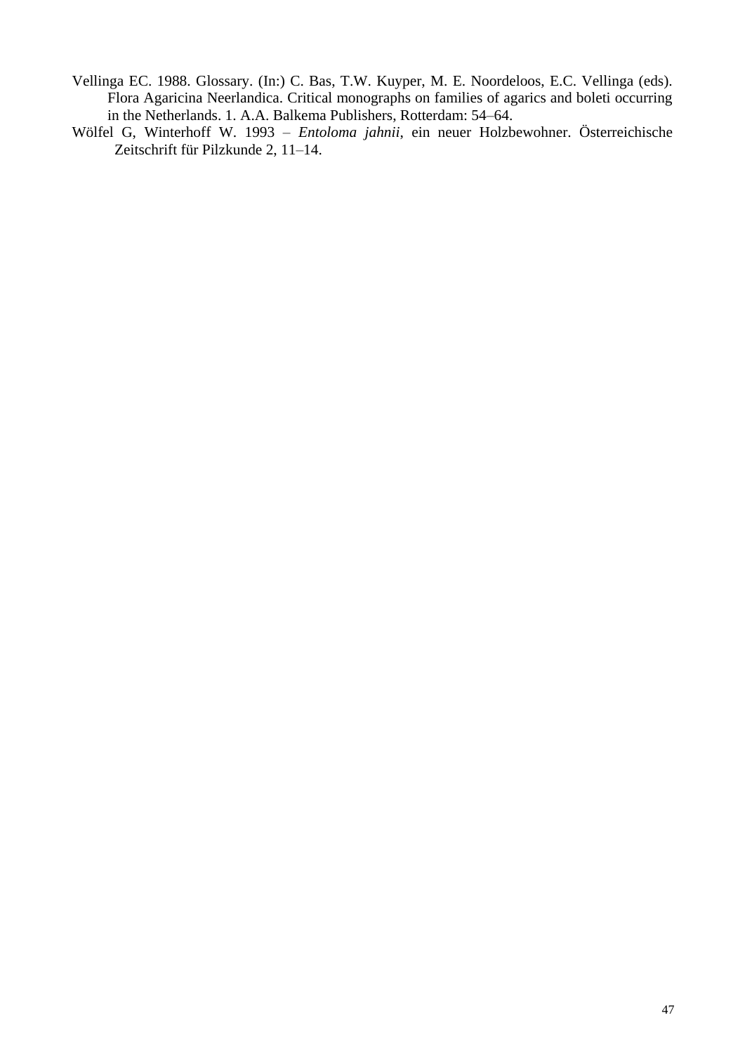Vellinga EC. 1988. Glossary. (In:) C. Bas, T.W. Kuyper, M. E. Noordeloos, E.C. Vellinga (eds). Flora Agaricina Neerlandica. Critical monographs on families of agarics and boleti occurring in the Netherlands. 1. A.A. Balkema Publishers, Rotterdam: 54–64.

Wölfel G, Winterhoff W. 1993 – *Entoloma jahnii*, ein neuer Holzbewohner. Österreichische Zeitschrift für Pilzkunde 2, 11–14.